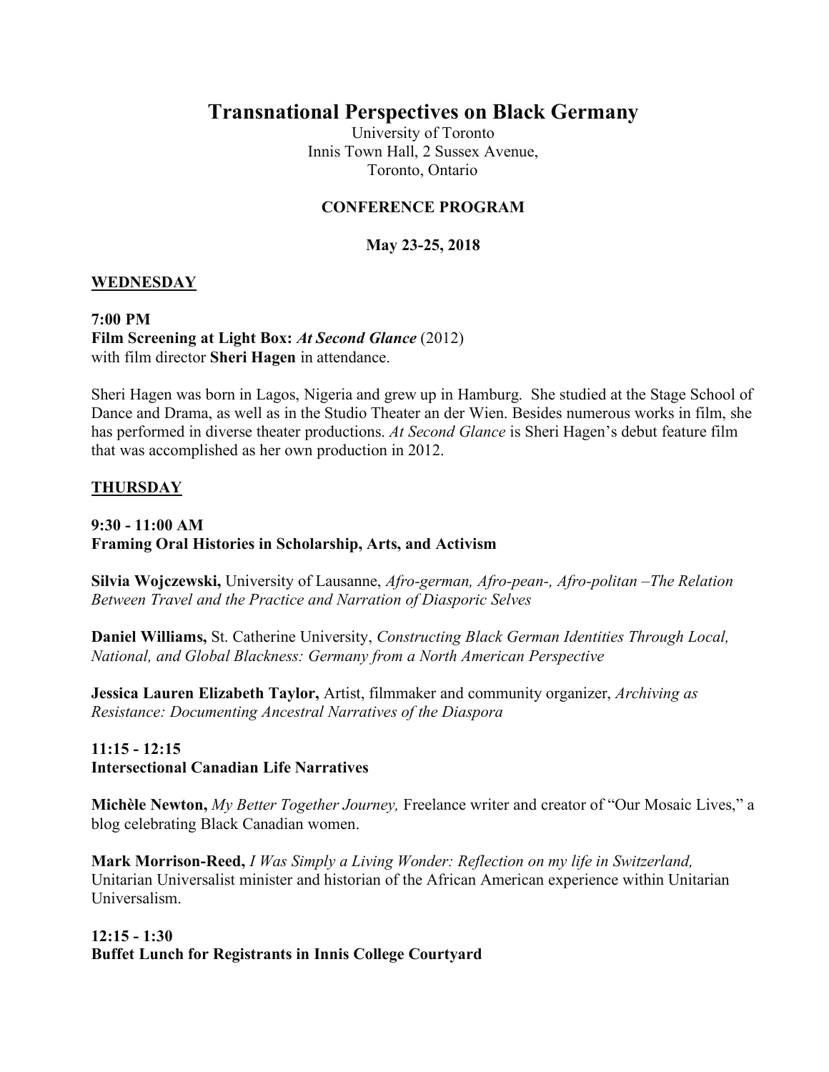# Transnational Perspectives on Black Germany

University of Toronto
Innis Town Hall, 2 Sussex Avenue,
Toronto, Ontario

**CONFERENCE PROGRAM**

**May 23-25, 2018**

## WEDNESDAY

**7:00 PM**
**Film Screening at Light Box:** ***At Second Glance*** (2012)
with film director **Sheri Hagen** in attendance.

Sheri Hagen was born in Lagos, Nigeria and grew up in Hamburg. She studied at the Stage School of Dance and Drama, as well as in the Studio Theater an der Wien. Besides numerous works in film, she has performed in diverse theater productions. *At Second Glance* is Sheri Hagen's debut feature film that was accomplished as her own production in 2012.

## THURSDAY

**9:30 - 11:00 AM**
**Framing Oral Histories in Scholarship, Arts, and Activism**

**Silvia Wojczewski,** University of Lausanne, *Afro-german, Afro-pean-, Afro-politan –The Relation Between Travel and the Practice and Narration of Diasporic Selves*

**Daniel Williams,** St. Catherine University, *Constructing Black German Identities Through Local, National, and Global Blackness: Germany from a North American Perspective*

**Jessica Lauren Elizabeth Taylor,** Artist, filmmaker and community organizer, *Archiving as Resistance: Documenting Ancestral Narratives of the Diaspora*

**11:15 - 12:15**
**Intersectional Canadian Life Narratives**

**Michèle Newton,** *My Better Together Journey,* Freelance writer and creator of "Our Mosaic Lives," a blog celebrating Black Canadian women.

**Mark Morrison-Reed,** *I Was Simply a Living Wonder: Reflection on my life in Switzerland,* Unitarian Universalist minister and historian of the African American experience within Unitarian Universalism.

**12:15 - 1:30**
**Buffet Lunch for Registrants in Innis College Courtyard**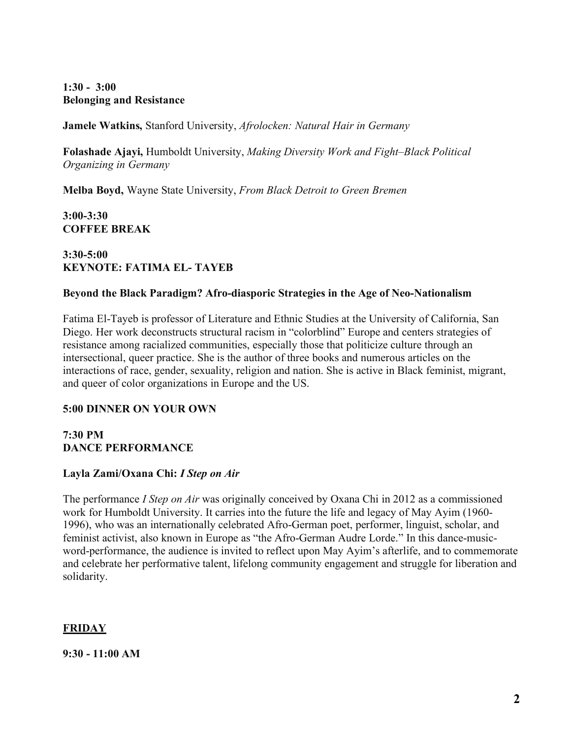**1:30 - 3:00**
**Belonging and Resistance**

**Jamele Watkins,** Stanford University, *Afrolocken: Natural Hair in Germany*

**Folashade Ajayi,** Humboldt University, *Making Diversity Work and Fight–Black Political Organizing in Germany*

**Melba Boyd,** Wayne State University, *From Black Detroit to Green Bremen*

**3:00-3:30**
**COFFEE BREAK**

**3:30-5:00**
**KEYNOTE: FATIMA EL- TAYEB**

**Beyond the Black Paradigm? Afro-diasporic Strategies in the Age of Neo-Nationalism**

Fatima El-Tayeb is professor of Literature and Ethnic Studies at the University of California, San Diego. Her work deconstructs structural racism in "colorblind" Europe and centers strategies of resistance among racialized communities, especially those that politicize culture through an intersectional, queer practice. She is the author of three books and numerous articles on the interactions of race, gender, sexuality, religion and nation. She is active in Black feminist, migrant, and queer of color organizations in Europe and the US.

**5:00 DINNER ON YOUR OWN**

**7:30 PM**
**DANCE PERFORMANCE**

**Layla Zami/Oxana Chi:** ***I Step on Air***

The performance *I Step on Air* was originally conceived by Oxana Chi in 2012 as a commissioned work for Humboldt University. It carries into the future the life and legacy of May Ayim (1960-1996), who was an internationally celebrated Afro-German poet, performer, linguist, scholar, and feminist activist, also known in Europe as "the Afro-German Audre Lorde." In this dance-music-word-performance, the audience is invited to reflect upon May Ayim's afterlife, and to commemorate and celebrate her performative talent, lifelong community engagement and struggle for liberation and solidarity.

## FRIDAY

**9:30 - 11:00 AM**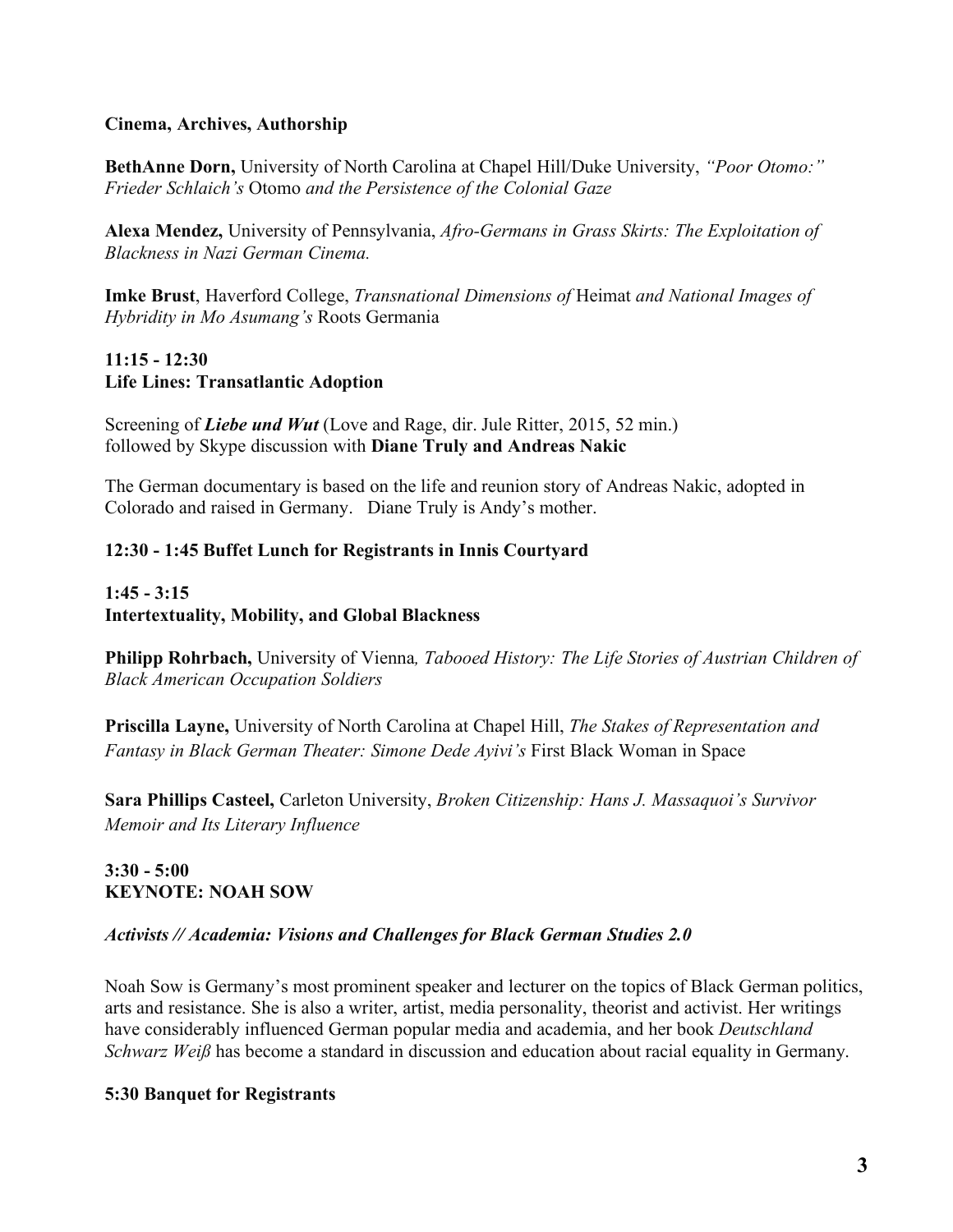**Cinema, Archives, Authorship**

**BethAnne Dorn,** University of North Carolina at Chapel Hill/Duke University, *"Poor Otomo:" Frieder Schlaich's* Otomo *and the Persistence of the Colonial Gaze*

**Alexa Mendez,** University of Pennsylvania, *Afro-Germans in Grass Skirts: The Exploitation of Blackness in Nazi German Cinema.*

**Imke Brust**, Haverford College, *Transnational Dimensions of* Heimat *and National Images of Hybridity in Mo Asumang's* Roots Germania

**11:15 - 12:30**
**Life Lines: Transatlantic Adoption**

Screening of ***Liebe und Wut*** (Love and Rage, dir. Jule Ritter, 2015, 52 min.)
followed by Skype discussion with **Diane Truly and Andreas Nakic**

The German documentary is based on the life and reunion story of Andreas Nakic, adopted in Colorado and raised in Germany. Diane Truly is Andy's mother.

**12:30 - 1:45 Buffet Lunch for Registrants in Innis Courtyard**

**1:45 - 3:15**
**Intertextuality, Mobility, and Global Blackness**

**Philipp Rohrbach,** University of Vienna*, Tabooed History: The Life Stories of Austrian Children of Black American Occupation Soldiers*

**Priscilla Layne,** University of North Carolina at Chapel Hill, *The Stakes of Representation and Fantasy in Black German Theater: Simone Dede Ayivi's* First Black Woman in Space

**Sara Phillips Casteel,** Carleton University, *Broken Citizenship: Hans J. Massaquoi's Survivor Memoir and Its Literary Influence*

**3:30 - 5:00**
**KEYNOTE: NOAH SOW**

***Activists // Academia: Visions and Challenges for Black German Studies 2.0***

Noah Sow is Germany's most prominent speaker and lecturer on the topics of Black German politics, arts and resistance. She is also a writer, artist, media personality, theorist and activist. Her writings have considerably influenced German popular media and academia, and her book *Deutschland Schwarz Weiß* has become a standard in discussion and education about racial equality in Germany.

**5:30 Banquet for Registrants**